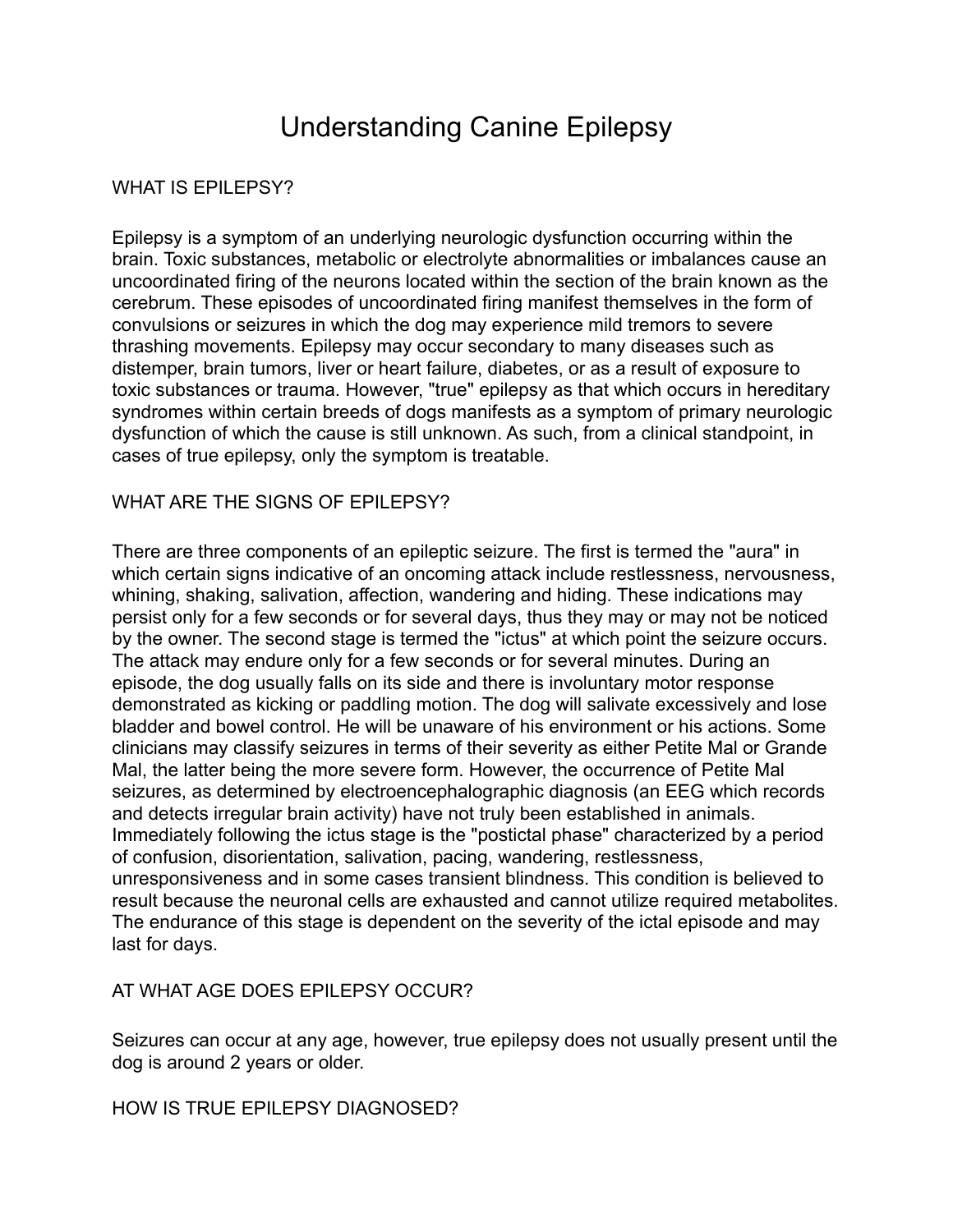# Understanding Canine Epilepsy

## WHAT IS EPILEPSY?

Epilepsy is a symptom of an underlying neurologic dysfunction occurring within the brain. Toxic substances, metabolic or electrolyte abnormalities or imbalances cause an uncoordinated firing of the neurons located within the section of the brain known as the cerebrum. These episodes of uncoordinated firing manifest themselves in the form of convulsions or seizures in which the dog may experience mild tremors to severe thrashing movements. Epilepsy may occur secondary to many diseases such as distemper, brain tumors, liver or heart failure, diabetes, or as a result of exposure to toxic substances or trauma. However, "true" epilepsy as that which occurs in hereditary syndromes within certain breeds of dogs manifests as a symptom of primary neurologic dysfunction of which the cause is still unknown. As such, from a clinical standpoint, in cases of true epilepsy, only the symptom is treatable.

## WHAT ARE THE SIGNS OF EPILEPSY?

There are three components of an epileptic seizure. The first is termed the "aura" in which certain signs indicative of an oncoming attack include restlessness, nervousness, whining, shaking, salivation, affection, wandering and hiding. These indications may persist only for a few seconds or for several days, thus they may or may not be noticed by the owner. The second stage is termed the "ictus" at which point the seizure occurs. The attack may endure only for a few seconds or for several minutes. During an episode, the dog usually falls on its side and there is involuntary motor response demonstrated as kicking or paddling motion. The dog will salivate excessively and lose bladder and bowel control. He will be unaware of his environment or his actions. Some clinicians may classify seizures in terms of their severity as either Petite Mal or Grande Mal, the latter being the more severe form. However, the occurrence of Petite Mal seizures, as determined by electroencephalographic diagnosis (an EEG which records and detects irregular brain activity) have not truly been established in animals. Immediately following the ictus stage is the "postictal phase" characterized by a period of confusion, disorientation, salivation, pacing, wandering, restlessness, unresponsiveness and in some cases transient blindness. This condition is believed to result because the neuronal cells are exhausted and cannot utilize required metabolites. The endurance of this stage is dependent on the severity of the ictal episode and may last for days.

## AT WHAT AGE DOES EPILEPSY OCCUR?

Seizures can occur at any age, however, true epilepsy does not usually present until the dog is around 2 years or older.

## HOW IS TRUE EPILEPSY DIAGNOSED?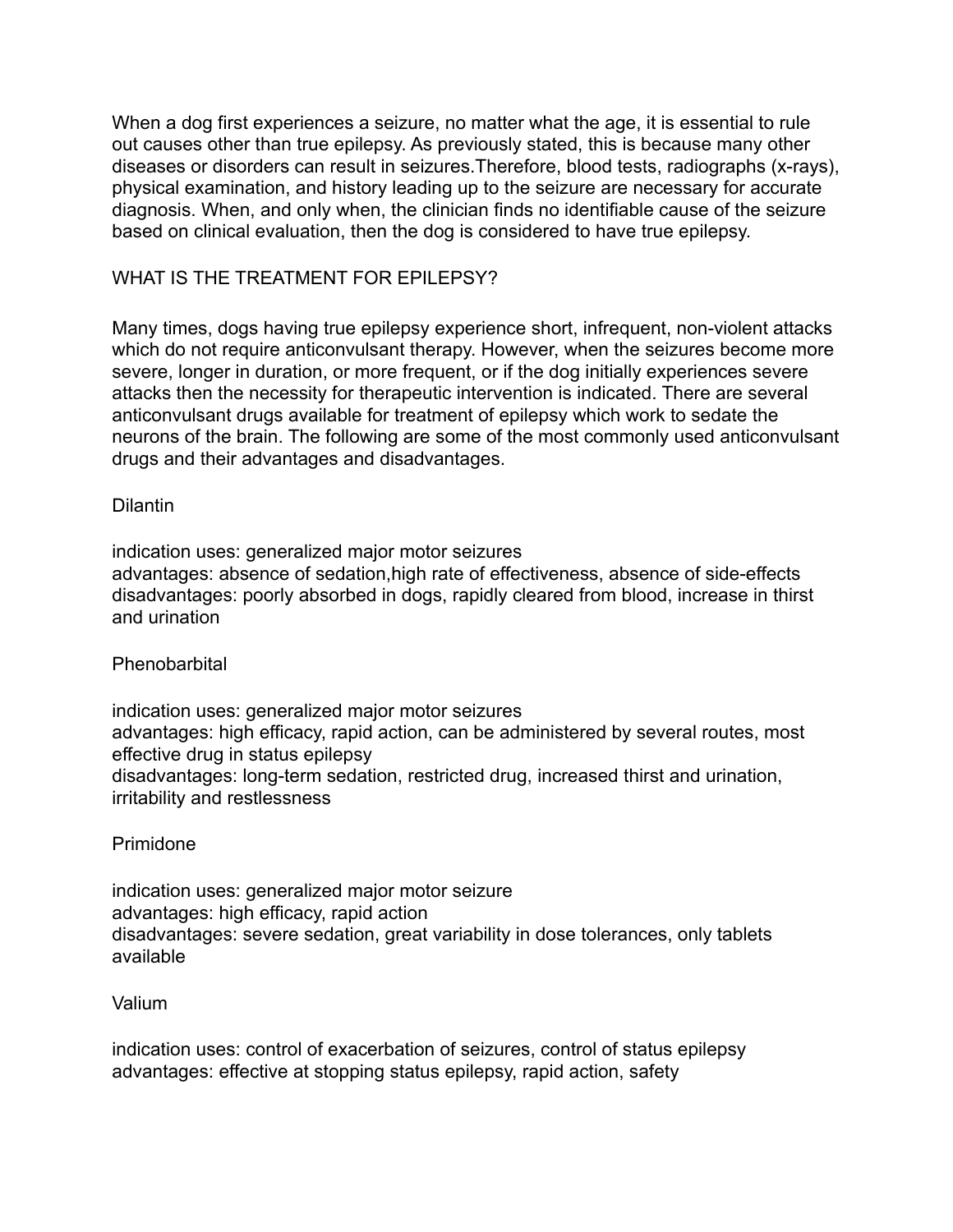When a dog first experiences a seizure, no matter what the age, it is essential to rule out causes other than true epilepsy. As previously stated, this is because many other diseases or disorders can result in seizures.Therefore, blood tests, radiographs (x-rays), physical examination, and history leading up to the seizure are necessary for accurate diagnosis. When, and only when, the clinician finds no identifiable cause of the seizure based on clinical evaluation, then the dog is considered to have true epilepsy.

## WHAT IS THE TREATMENT FOR EPILEPSY?

Many times, dogs having true epilepsy experience short, infrequent, non-violent attacks which do not require anticonvulsant therapy. However, when the seizures become more severe, longer in duration, or more frequent, or if the dog initially experiences severe attacks then the necessity for therapeutic intervention is indicated. There are several anticonvulsant drugs available for treatment of epilepsy which work to sedate the neurons of the brain. The following are some of the most commonly used anticonvulsant drugs and their advantages and disadvantages.

### Dilantin

indication uses: generalized major motor seizures
advantages: absence of sedation,high rate of effectiveness, absence of side-effects
disadvantages: poorly absorbed in dogs, rapidly cleared from blood, increase in thirst and urination

### Phenobarbital

indication uses: generalized major motor seizures
advantages: high efficacy, rapid action, can be administered by several routes, most effective drug in status epilepsy
disadvantages: long-term sedation, restricted drug, increased thirst and urination, irritability and restlessness

### Primidone

indication uses: generalized major motor seizure
advantages: high efficacy, rapid action
disadvantages: severe sedation, great variability in dose tolerances, only tablets available

### Valium

indication uses: control of exacerbation of seizures, control of status epilepsy
advantages: effective at stopping status epilepsy, rapid action, safety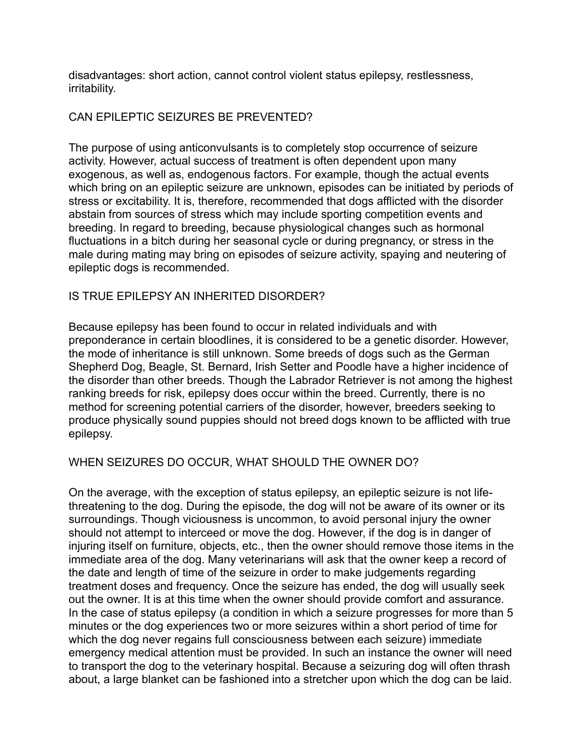disadvantages: short action, cannot control violent status epilepsy, restlessness, irritability.

## CAN EPILEPTIC SEIZURES BE PREVENTED?

The purpose of using anticonvulsants is to completely stop occurrence of seizure activity. However, actual success of treatment is often dependent upon many exogenous, as well as, endogenous factors. For example, though the actual events which bring on an epileptic seizure are unknown, episodes can be initiated by periods of stress or excitability. It is, therefore, recommended that dogs afflicted with the disorder abstain from sources of stress which may include sporting competition events and breeding. In regard to breeding, because physiological changes such as hormonal fluctuations in a bitch during her seasonal cycle or during pregnancy, or stress in the male during mating may bring on episodes of seizure activity, spaying and neutering of epileptic dogs is recommended.

## IS TRUE EPILEPSY AN INHERITED DISORDER?

Because epilepsy has been found to occur in related individuals and with preponderance in certain bloodlines, it is considered to be a genetic disorder. However, the mode of inheritance is still unknown. Some breeds of dogs such as the German Shepherd Dog, Beagle, St. Bernard, Irish Setter and Poodle have a higher incidence of the disorder than other breeds. Though the Labrador Retriever is not among the highest ranking breeds for risk, epilepsy does occur within the breed. Currently, there is no method for screening potential carriers of the disorder, however, breeders seeking to produce physically sound puppies should not breed dogs known to be afflicted with true epilepsy.

## WHEN SEIZURES DO OCCUR, WHAT SHOULD THE OWNER DO?

On the average, with the exception of status epilepsy, an epileptic seizure is not life-threatening to the dog. During the episode, the dog will not be aware of its owner or its surroundings. Though viciousness is uncommon, to avoid personal injury the owner should not attempt to interceed or move the dog. However, if the dog is in danger of injuring itself on furniture, objects, etc., then the owner should remove those items in the immediate area of the dog. Many veterinarians will ask that the owner keep a record of the date and length of time of the seizure in order to make judgements regarding treatment doses and frequency. Once the seizure has ended, the dog will usually seek out the owner. It is at this time when the owner should provide comfort and assurance. In the case of status epilepsy (a condition in which a seizure progresses for more than 5 minutes or the dog experiences two or more seizures within a short period of time for which the dog never regains full consciousness between each seizure) immediate emergency medical attention must be provided. In such an instance the owner will need to transport the dog to the veterinary hospital. Because a seizuring dog will often thrash about, a large blanket can be fashioned into a stretcher upon which the dog can be laid.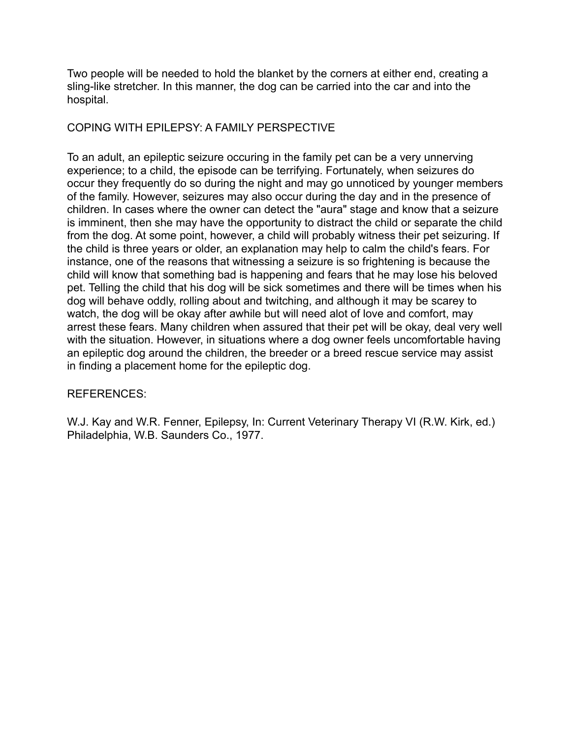Two people will be needed to hold the blanket by the corners at either end, creating a sling-like stretcher. In this manner, the dog can be carried into the car and into the hospital.

## COPING WITH EPILEPSY: A FAMILY PERSPECTIVE

To an adult, an epileptic seizure occuring in the family pet can be a very unnerving experience; to a child, the episode can be terrifying. Fortunately, when seizures do occur they frequently do so during the night and may go unnoticed by younger members of the family. However, seizures may also occur during the day and in the presence of children. In cases where the owner can detect the "aura" stage and know that a seizure is imminent, then she may have the opportunity to distract the child or separate the child from the dog. At some point, however, a child will probably witness their pet seizuring. If the child is three years or older, an explanation may help to calm the child's fears. For instance, one of the reasons that witnessing a seizure is so frightening is because the child will know that something bad is happening and fears that he may lose his beloved pet. Telling the child that his dog will be sick sometimes and there will be times when his dog will behave oddly, rolling about and twitching, and although it may be scarey to watch, the dog will be okay after awhile but will need alot of love and comfort, may arrest these fears. Many children when assured that their pet will be okay, deal very well with the situation. However, in situations where a dog owner feels uncomfortable having an epileptic dog around the children, the breeder or a breed rescue service may assist in finding a placement home for the epileptic dog.

## REFERENCES:

W.J. Kay and W.R. Fenner, Epilepsy, In: Current Veterinary Therapy VI (R.W. Kirk, ed.) Philadelphia, W.B. Saunders Co., 1977.